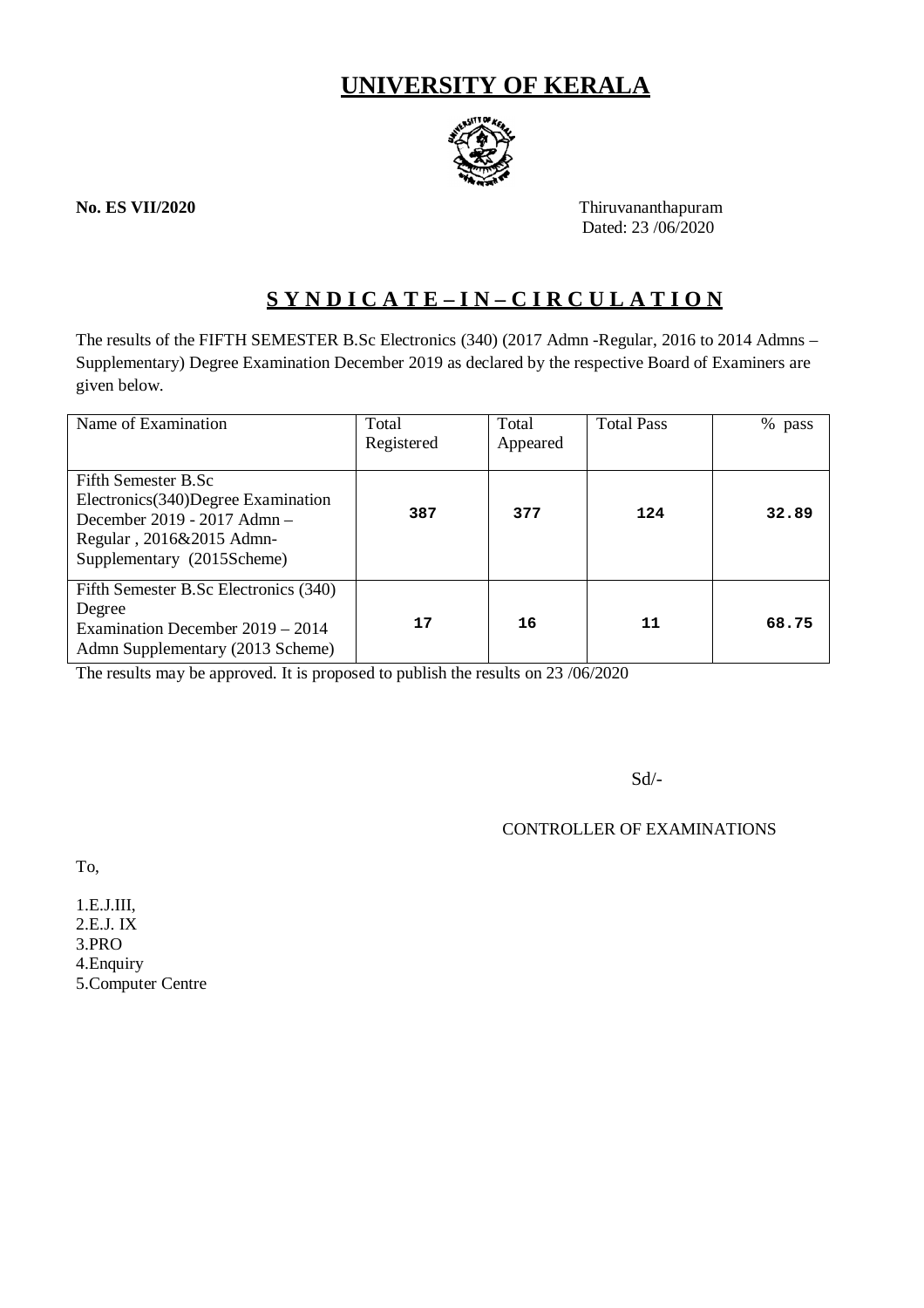# UNIVERSITY OF KERALA

**No. ES VII/2020**

Thiruvananthapuram
Dated: 23 /06/2020

## S Y N D I C A T E – I N – C I R C U L A T I O N

The results of the FIFTH SEMESTER B.Sc Electronics (340) (2017 Admn -Regular, 2016 to 2014 Admns – Supplementary) Degree Examination December 2019 as declared by the respective Board of Examiners are given below.

| Name of Examination | Total Registered | Total Appeared | Total Pass | % pass |
|---|---|---|---|---|
| Fifth Semester B.Sc Electronics(340)Degree Examination December 2019 - 2017 Admn – Regular , 2016&2015 Admn- Supplementary (2015Scheme) | 387 | 377 | 124 | 32.89 |
| Fifth Semester B.Sc Electronics (340) Degree Examination December 2019 – 2014 Admn Supplementary (2013 Scheme) | 17 | 16 | 11 | 68.75 |

The results may be approved. It is proposed to publish the results on 23 /06/2020

Sd/-

CONTROLLER OF EXAMINATIONS

To,

1.E.J.III,
2.E.J. IX
3.PRO
4.Enquiry
5.Computer Centre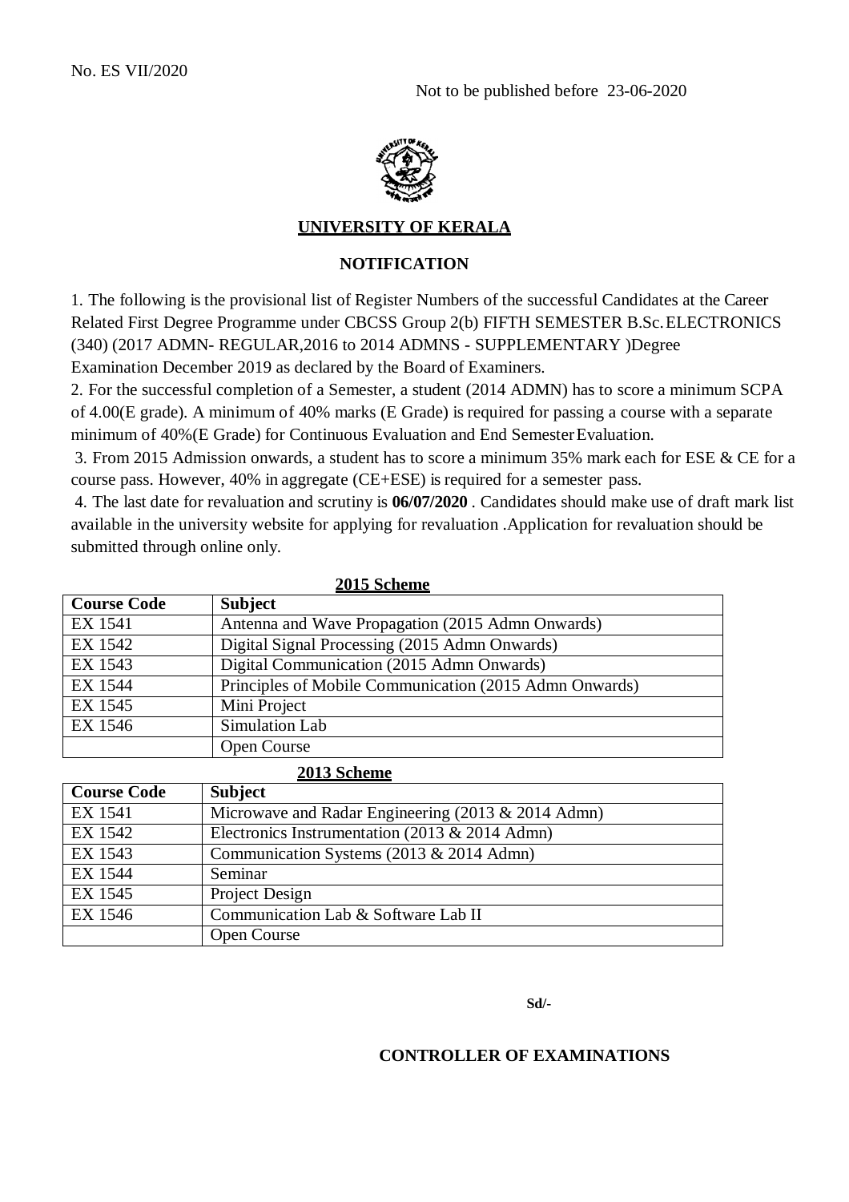No. ES VII/2020

Not to be published before 23-06-2020

**UNIVERSITY OF KERALA**

**NOTIFICATION**

1. The following is the provisional list of Register Numbers of the successful Candidates at the Career Related First Degree Programme under CBCSS Group 2(b) FIFTH SEMESTER B.Sc. ELECTRONICS (340) (2017 ADMN- REGULAR,2016 to 2014 ADMNS - SUPPLEMENTARY )Degree Examination December 2019 as declared by the Board of Examiners.

2. For the successful completion of a Semester, a student (2014 ADMN) has to score a minimum SCPA of 4.00(E grade). A minimum of 40% marks (E Grade) is required for passing a course with a separate minimum of 40%(E Grade) for Continuous Evaluation and End Semester Evaluation.

3. From 2015 Admission onwards, a student has to score a minimum 35% mark each for ESE & CE for a course pass. However, 40% in aggregate (CE+ESE) is required for a semester pass.

4. The last date for revaluation and scrutiny is **06/07/2020** . Candidates should make use of draft mark list available in the university website for applying for revaluation .Application for revaluation should be submitted through online only.

**2015 Scheme**

| Course Code | Subject |
|---|---|
| EX 1541 | Antenna and Wave Propagation (2015 Admn Onwards) |
| EX 1542 | Digital Signal Processing (2015 Admn Onwards) |
| EX 1543 | Digital Communication (2015 Admn Onwards) |
| EX 1544 | Principles of Mobile Communication (2015 Admn Onwards) |
| EX 1545 | Mini Project |
| EX 1546 | Simulation Lab |
| | Open Course |

**2013 Scheme**

| Course Code | Subject |
|---|---|
| EX 1541 | Microwave and Radar Engineering (2013 & 2014 Admn) |
| EX 1542 | Electronics Instrumentation (2013 & 2014 Admn) |
| EX 1543 | Communication Systems (2013 & 2014 Admn) |
| EX 1544 | Seminar |
| EX 1545 | Project Design |
| EX 1546 | Communication Lab & Software Lab II |
| | Open Course |

**Sd/-**

**CONTROLLER OF EXAMINATIONS**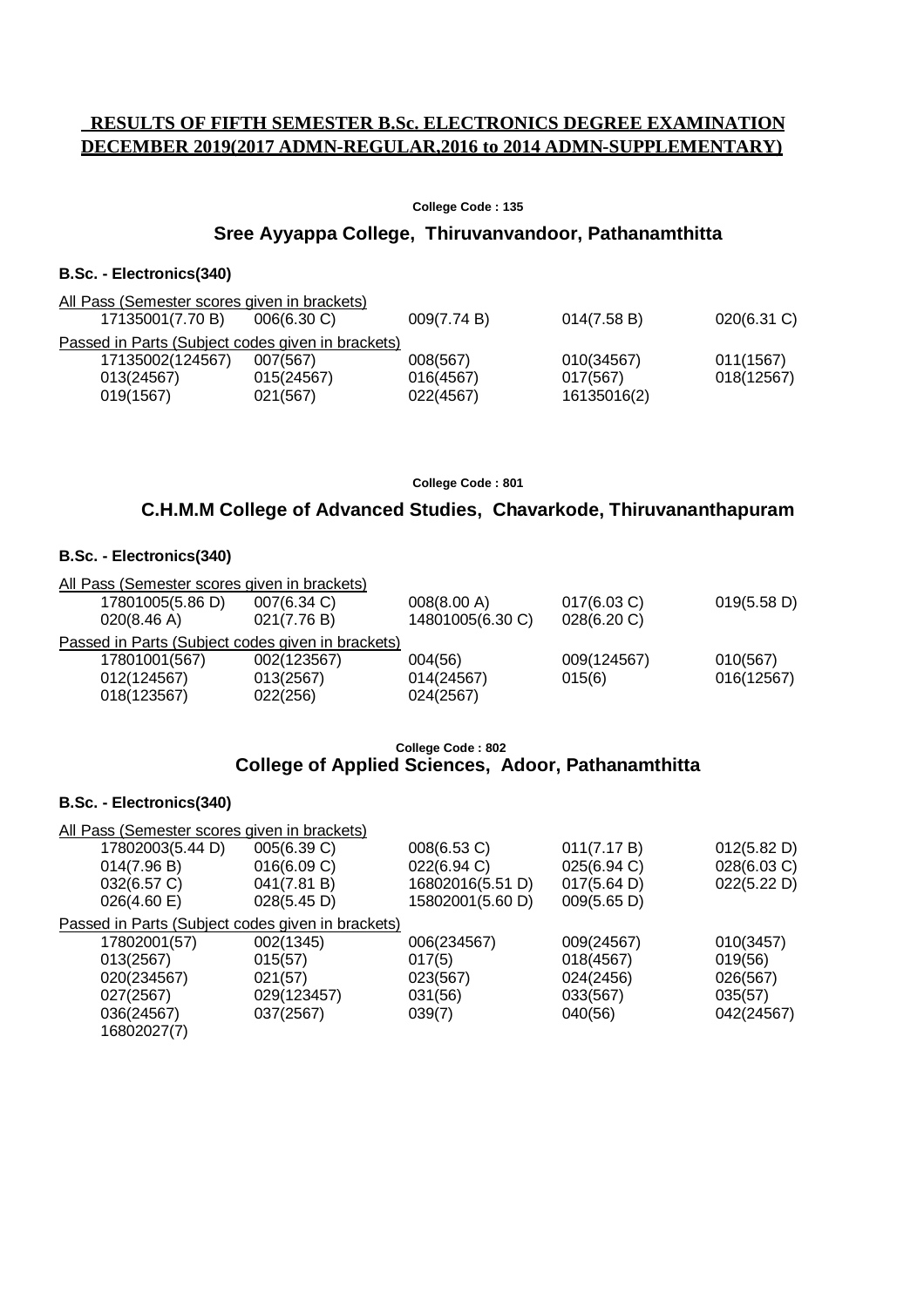## RESULTS OF FIFTH SEMESTER B.Sc. ELECTRONICS DEGREE EXAMINATION DECEMBER 2019(2017 ADMN-REGULAR,2016 to 2014 ADMN-SUPPLEMENTARY)

**College Code : 135**

### Sree Ayyappa College, Thiruvanvandoor, Pathanamthitta

**B.Sc. - Electronics(340)**

All Pass (Semester scores given in brackets)

| | | | | |
|---|---|---|---|---|
| 17135001(7.70 B) | 006(6.30 C) | 009(7.74 B) | 014(7.58 B) | 020(6.31 C) |

Passed in Parts (Subject codes given in brackets)

| | | | | |
|---|---|---|---|---|
| 17135002(124567) | 007(567) | 008(567) | 010(34567) | 011(1567) |
| 013(24567) | 015(24567) | 016(4567) | 017(567) | 018(12567) |
| 019(1567) | 021(567) | 022(4567) | 16135016(2) | |

**College Code : 801**

### C.H.M.M College of Advanced Studies, Chavarkode, Thiruvananthapuram

**B.Sc. - Electronics(340)**

All Pass (Semester scores given in brackets)

| | | | | |
|---|---|---|---|---|
| 17801005(5.86 D) | 007(6.34 C) | 008(8.00 A) | 017(6.03 C) | 019(5.58 D) |
| 020(8.46 A) | 021(7.76 B) | 14801005(6.30 C) | 028(6.20 C) | |

Passed in Parts (Subject codes given in brackets)

| | | | | |
|---|---|---|---|---|
| 17801001(567) | 002(123567) | 004(56) | 009(124567) | 010(567) |
| 012(124567) | 013(2567) | 014(24567) | 015(6) | 016(12567) |
| 018(123567) | 022(256) | 024(2567) | | |

**College Code : 802**

### College of Applied Sciences, Adoor, Pathanamthitta

**B.Sc. - Electronics(340)**

All Pass (Semester scores given in brackets)

| | | | | |
|---|---|---|---|---|
| 17802003(5.44 D) | 005(6.39 C) | 008(6.53 C) | 011(7.17 B) | 012(5.82 D) |
| 014(7.96 B) | 016(6.09 C) | 022(6.94 C) | 025(6.94 C) | 028(6.03 C) |
| 032(6.57 C) | 041(7.81 B) | 16802016(5.51 D) | 017(5.64 D) | 022(5.22 D) |
| 026(4.60 E) | 028(5.45 D) | 15802001(5.60 D) | 009(5.65 D) | |

Passed in Parts (Subject codes given in brackets)

| | | | | |
|---|---|---|---|---|
| 17802001(57) | 002(1345) | 006(234567) | 009(24567) | 010(3457) |
| 013(2567) | 015(57) | 017(5) | 018(4567) | 019(56) |
| 020(234567) | 021(57) | 023(567) | 024(2456) | 026(567) |
| 027(2567) | 029(123457) | 031(56) | 033(567) | 035(57) |
| 036(24567) | 037(2567) | 039(7) | 040(56) | 042(24567) |
| 16802027(7) | | | | |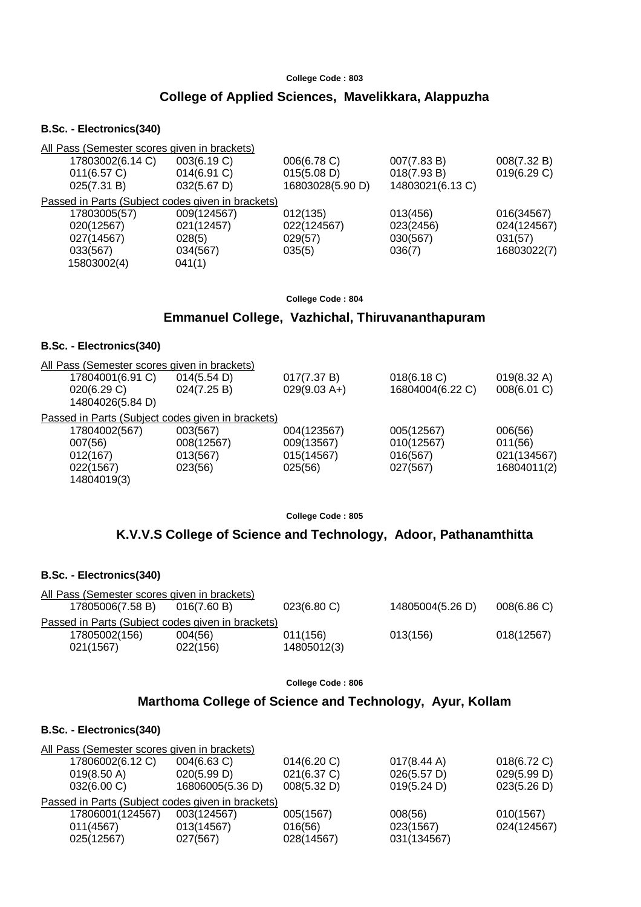College Code : 803

## College of Applied Sciences, Mavelikkara, Alappuzha

### B.Sc. - Electronics(340)

All Pass (Semester scores given in brackets)

| | | | | |
|---|---|---|---|---|
| 17803002(6.14 C) | 003(6.19 C) | 006(6.78 C) | 007(7.83 B) | 008(7.32 B) |
| 011(6.57 C) | 014(6.91 C) | 015(5.08 D) | 018(7.93 B) | 019(6.29 C) |
| 025(7.31 B) | 032(5.67 D) | 16803028(5.90 D) | 14803021(6.13 C) | |

Passed in Parts (Subject codes given in brackets)

| | | | | |
|---|---|---|---|---|
| 17803005(57) | 009(124567) | 012(135) | 013(456) | 016(34567) |
| 020(12567) | 021(12457) | 022(124567) | 023(2456) | 024(124567) |
| 027(14567) | 028(5) | 029(57) | 030(567) | 031(57) |
| 033(567) | 034(567) | 035(5) | 036(7) | 16803022(7) |
| 15803002(4) | 041(1) | | | |

College Code : 804

## Emmanuel College, Vazhichal, Thiruvananthapuram

### B.Sc. - Electronics(340)

All Pass (Semester scores given in brackets)

| | | | | |
|---|---|---|---|---|
| 17804001(6.91 C) | 014(5.54 D) | 017(7.37 B) | 018(6.18 C) | 019(8.32 A) |
| 020(6.29 C) | 024(7.25 B) | 029(9.03 A+) | 16804004(6.22 C) | 008(6.01 C) |
| 14804026(5.84 D) | | | | |

Passed in Parts (Subject codes given in brackets)

| | | | | |
|---|---|---|---|---|
| 17804002(567) | 003(567) | 004(123567) | 005(12567) | 006(56) |
| 007(56) | 008(12567) | 009(13567) | 010(12567) | 011(56) |
| 012(167) | 013(567) | 015(14567) | 016(567) | 021(134567) |
| 022(1567) | 023(56) | 025(56) | 027(567) | 16804011(2) |
| 14804019(3) | | | | |

College Code : 805

## K.V.V.S College of Science and Technology, Adoor, Pathanamthitta

### B.Sc. - Electronics(340)

All Pass (Semester scores given in brackets)

| | | | | |
|---|---|---|---|---|
| 17805006(7.58 B) | 016(7.60 B) | 023(6.80 C) | 14805004(5.26 D) | 008(6.86 C) |

Passed in Parts (Subject codes given in brackets)

| | | | | |
|---|---|---|---|---|
| 17805002(156) | 004(56) | 011(156) | 013(156) | 018(12567) |
| 021(1567) | 022(156) | 14805012(3) | | |

College Code : 806

## Marthoma College of Science and Technology, Ayur, Kollam

### B.Sc. - Electronics(340)

All Pass (Semester scores given in brackets)

| | | | | |
|---|---|---|---|---|
| 17806002(6.12 C) | 004(6.63 C) | 014(6.20 C) | 017(8.44 A) | 018(6.72 C) |
| 019(8.50 A) | 020(5.99 D) | 021(6.37 C) | 026(5.57 D) | 029(5.99 D) |
| 032(6.00 C) | 16806005(5.36 D) | 008(5.32 D) | 019(5.24 D) | 023(5.26 D) |

Passed in Parts (Subject codes given in brackets)

| | | | | |
|---|---|---|---|---|
| 17806001(124567) | 003(124567) | 005(1567) | 008(56) | 010(1567) |
| 011(4567) | 013(14567) | 016(56) | 023(1567) | 024(124567) |
| 025(12567) | 027(567) | 028(14567) | 031(134567) | |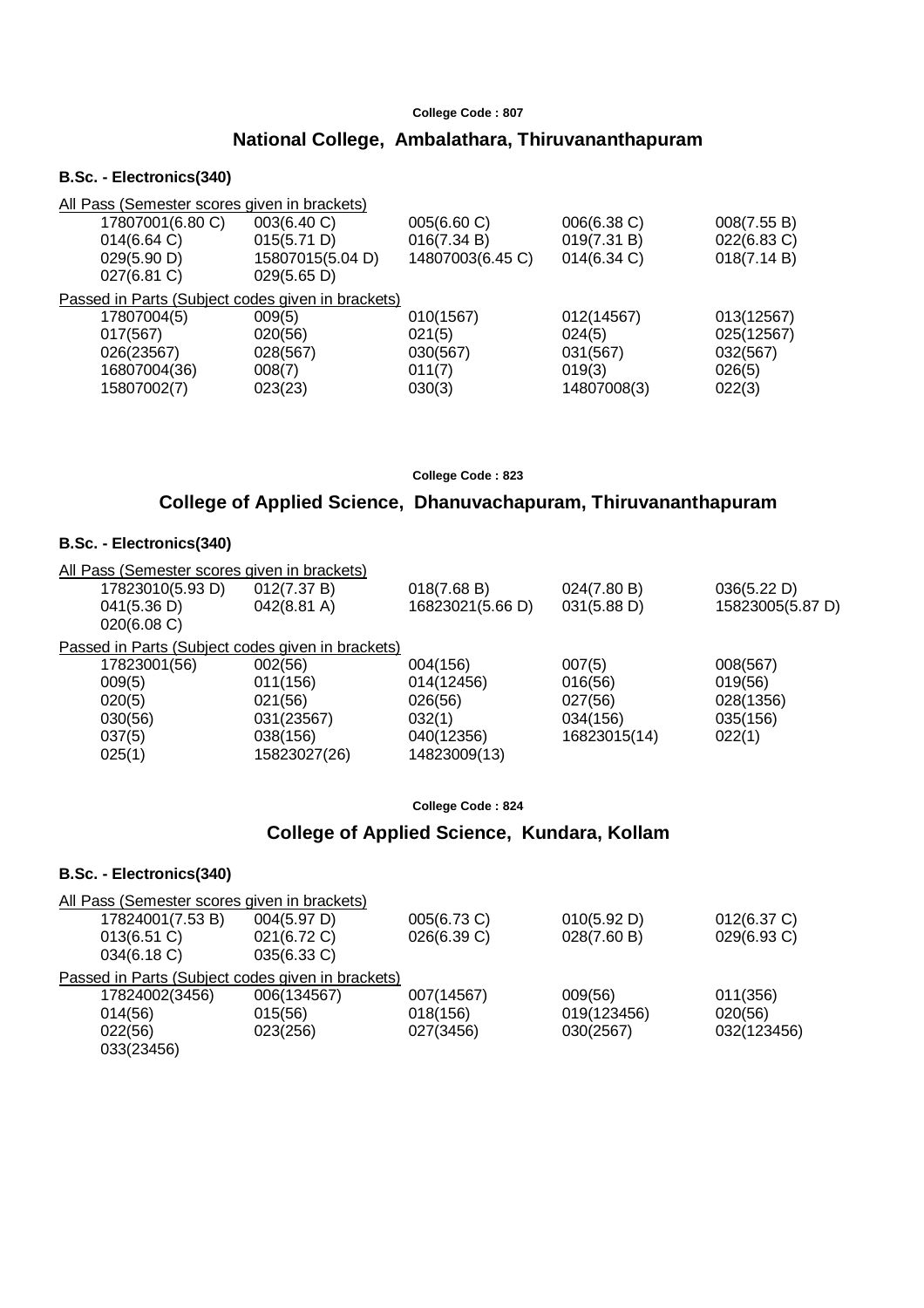College Code : 807

## National College, Ambalathara, Thiruvananthapuram

### B.Sc. - Electronics(340)

All Pass (Semester scores given in brackets)

| | | | | |
|---|---|---|---|---|
| 17807001(6.80 C) | 003(6.40 C) | 005(6.60 C) | 006(6.38 C) | 008(7.55 B) |
| 014(6.64 C) | 015(5.71 D) | 016(7.34 B) | 019(7.31 B) | 022(6.83 C) |
| 029(5.90 D) | 15807015(5.04 D) | 14807003(6.45 C) | 014(6.34 C) | 018(7.14 B) |
| 027(6.81 C) | 029(5.65 D) | | | |

Passed in Parts (Subject codes given in brackets)

| | | | | |
|---|---|---|---|---|
| 17807004(5) | 009(5) | 010(1567) | 012(14567) | 013(12567) |
| 017(567) | 020(56) | 021(5) | 024(5) | 025(12567) |
| 026(23567) | 028(567) | 030(567) | 031(567) | 032(567) |
| 16807004(36) | 008(7) | 011(7) | 019(3) | 026(5) |
| 15807002(7) | 023(23) | 030(3) | 14807008(3) | 022(3) |

College Code : 823

## College of Applied Science, Dhanuvachapuram, Thiruvananthapuram

### B.Sc. - Electronics(340)

All Pass (Semester scores given in brackets)

| | | | | |
|---|---|---|---|---|
| 17823010(5.93 D) | 012(7.37 B) | 018(7.68 B) | 024(7.80 B) | 036(5.22 D) |
| 041(5.36 D) | 042(8.81 A) | 16823021(5.66 D) | 031(5.88 D) | 15823005(5.87 D) |
| 020(6.08 C) | | | | |

Passed in Parts (Subject codes given in brackets)

| | | | | |
|---|---|---|---|---|
| 17823001(56) | 002(56) | 004(156) | 007(5) | 008(567) |
| 009(5) | 011(156) | 014(12456) | 016(56) | 019(56) |
| 020(5) | 021(56) | 026(56) | 027(56) | 028(1356) |
| 030(56) | 031(23567) | 032(1) | 034(156) | 035(156) |
| 037(5) | 038(156) | 040(12356) | 16823015(14) | 022(1) |
| 025(1) | 15823027(26) | 14823009(13) | | |

College Code : 824

## College of Applied Science, Kundara, Kollam

### B.Sc. - Electronics(340)

All Pass (Semester scores given in brackets)

| | | | | |
|---|---|---|---|---|
| 17824001(7.53 B) | 004(5.97 D) | 005(6.73 C) | 010(5.92 D) | 012(6.37 C) |
| 013(6.51 C) | 021(6.72 C) | 026(6.39 C) | 028(7.60 B) | 029(6.93 C) |
| 034(6.18 C) | 035(6.33 C) | | | |

Passed in Parts (Subject codes given in brackets)

| | | | | |
|---|---|---|---|---|
| 17824002(3456) | 006(134567) | 007(14567) | 009(56) | 011(356) |
| 014(56) | 015(56) | 018(156) | 019(123456) | 020(56) |
| 022(56) | 023(256) | 027(3456) | 030(2567) | 032(123456) |
| 033(23456) | | | | |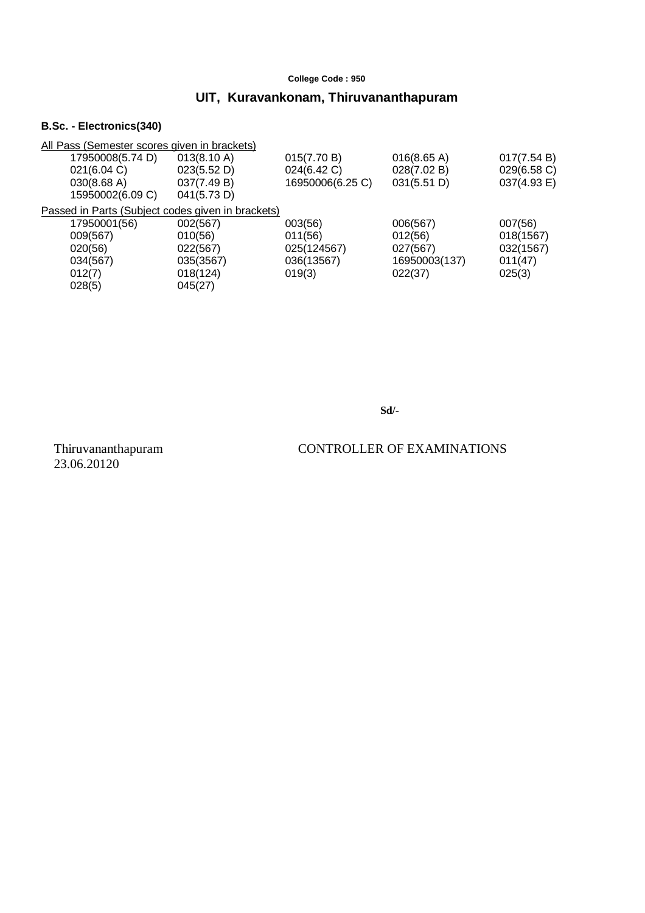**College Code : 950**

## UIT, Kuravankonam, Thiruvananthapuram

**B.Sc. - Electronics(340)**

All Pass (Semester scores given in brackets)

| | | | | |
|---|---|---|---|---|
| 17950008(5.74 D) | 013(8.10 A) | 015(7.70 B) | 016(8.65 A) | 017(7.54 B) |
| 021(6.04 C) | 023(5.52 D) | 024(6.42 C) | 028(7.02 B) | 029(6.58 C) |
| 030(8.68 A) | 037(7.49 B) | 16950006(6.25 C) | 031(5.51 D) | 037(4.93 E) |
| 15950002(6.09 C) | 041(5.73 D) | | | |

Passed in Parts (Subject codes given in brackets)

| | | | | |
|---|---|---|---|---|
| 17950001(56) | 002(567) | 003(56) | 006(567) | 007(56) |
| 009(567) | 010(56) | 011(56) | 012(56) | 018(1567) |
| 020(56) | 022(567) | 025(124567) | 027(567) | 032(1567) |
| 034(567) | 035(3567) | 036(13567) | 16950003(137) | 011(47) |
| 012(7) | 018(124) | 019(3) | 022(37) | 025(3) |
| 028(5) | 045(27) | | | |

**Sd/-**

Thiruvananthapuram
23.06.20120

CONTROLLER OF EXAMINATIONS